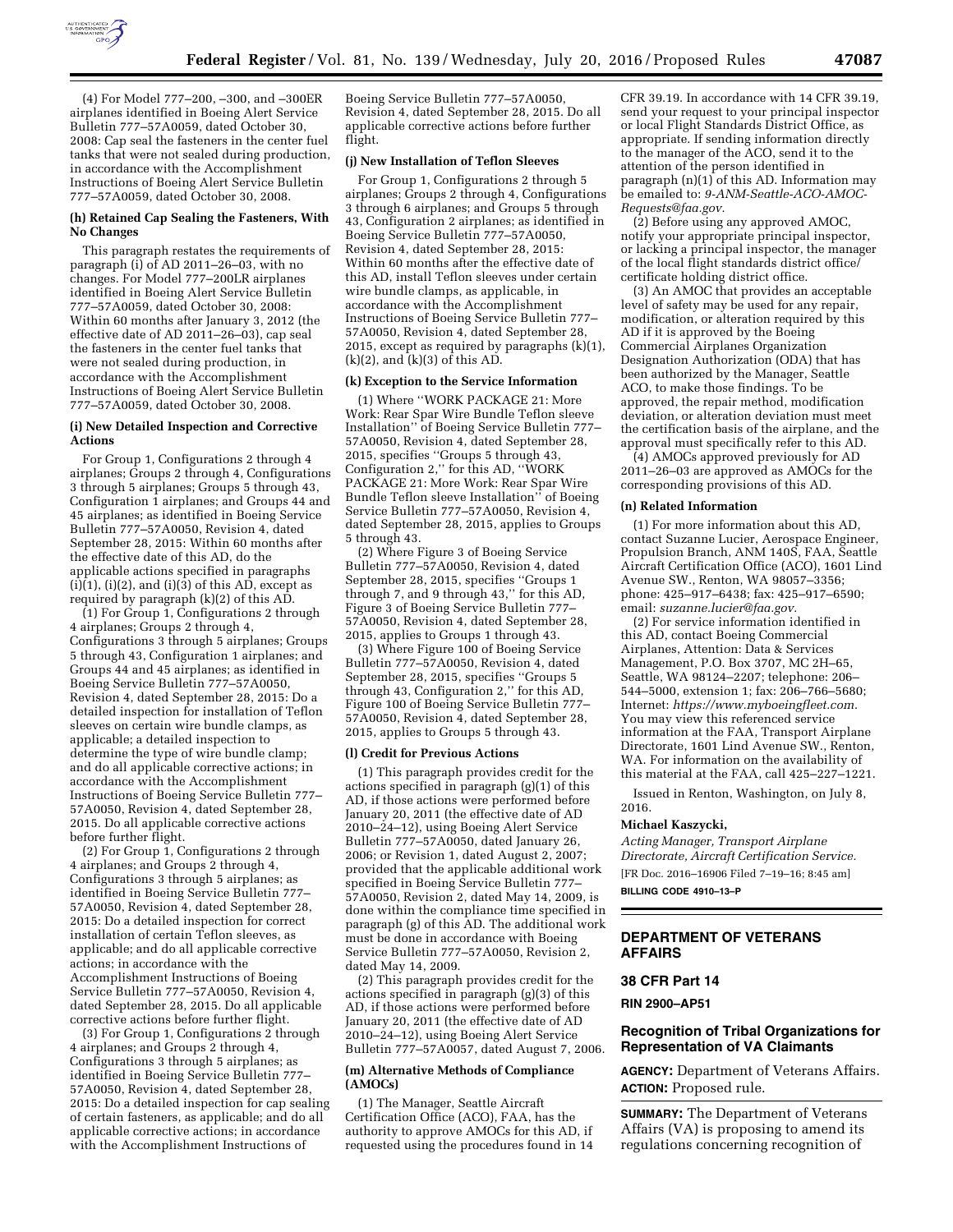(4) For Model 777–200, –300, and –300ER airplanes identified in Boeing Alert Service Bulletin 777–57A0059, dated October 30, 2008: Cap seal the fasteners in the center fuel tanks that were not sealed during production, in accordance with the Accomplishment Instructions of Boeing Alert Service Bulletin 777–57A0059, dated October 30, 2008.

**(h) Retained Cap Sealing the Fasteners, With No Changes**

This paragraph restates the requirements of paragraph (i) of AD 2011–26–03, with no changes. For Model 777–200LR airplanes identified in Boeing Alert Service Bulletin 777–57A0059, dated October 30, 2008: Within 60 months after January 3, 2012 (the effective date of AD 2011–26–03), cap seal the fasteners in the center fuel tanks that were not sealed during production, in accordance with the Accomplishment Instructions of Boeing Alert Service Bulletin 777–57A0059, dated October 30, 2008.

**(i) New Detailed Inspection and Corrective Actions**

For Group 1, Configurations 2 through 4 airplanes; Groups 2 through 4, Configurations 3 through 5 airplanes; Groups 5 through 43, Configuration 1 airplanes; and Groups 44 and 45 airplanes; as identified in Boeing Service Bulletin 777–57A0050, Revision 4, dated September 28, 2015: Within 60 months after the effective date of this AD, do the applicable actions specified in paragraphs (i)(1), (i)(2), and (i)(3) of this AD, except as required by paragraph (k)(2) of this AD.

(1) For Group 1, Configurations 2 through 4 airplanes; Groups 2 through 4, Configurations 3 through 5 airplanes; Groups 5 through 43, Configuration 1 airplanes; and Groups 44 and 45 airplanes; as identified in Boeing Service Bulletin 777–57A0050, Revision 4, dated September 28, 2015: Do a detailed inspection for installation of Teflon sleeves on certain wire bundle clamps, as applicable; a detailed inspection to determine the type of wire bundle clamp; and do all applicable corrective actions; in accordance with the Accomplishment Instructions of Boeing Service Bulletin 777–57A0050, Revision 4, dated September 28, 2015. Do all applicable corrective actions before further flight.

(2) For Group 1, Configurations 2 through 4 airplanes; and Groups 2 through 4, Configurations 3 through 5 airplanes; as identified in Boeing Service Bulletin 777–57A0050, Revision 4, dated September 28, 2015: Do a detailed inspection for correct installation of certain Teflon sleeves, as applicable; and do all applicable corrective actions; in accordance with the Accomplishment Instructions of Boeing Service Bulletin 777–57A0050, Revision 4, dated September 28, 2015. Do all applicable corrective actions before further flight.

(3) For Group 1, Configurations 2 through 4 airplanes; and Groups 2 through 4, Configurations 3 through 5 airplanes; as identified in Boeing Service Bulletin 777–57A0050, Revision 4, dated September 28, 2015: Do a detailed inspection for cap sealing of certain fasteners, as applicable; and do all applicable corrective actions; in accordance with the Accomplishment Instructions of Boeing Service Bulletin 777–57A0050, Revision 4, dated September 28, 2015. Do all applicable corrective actions before further flight.

**(j) New Installation of Teflon Sleeves**

For Group 1, Configurations 2 through 5 airplanes; Groups 2 through 4, Configurations 3 through 6 airplanes; and Groups 5 through 43, Configuration 2 airplanes; as identified in Boeing Service Bulletin 777–57A0050, Revision 4, dated September 28, 2015: Within 60 months after the effective date of this AD, install Teflon sleeves under certain wire bundle clamps, as applicable, in accordance with the Accomplishment Instructions of Boeing Service Bulletin 777–57A0050, Revision 4, dated September 28, 2015, except as required by paragraphs (k)(1), (k)(2), and (k)(3) of this AD.

**(k) Exception to the Service Information**

(1) Where ''WORK PACKAGE 21: More Work: Rear Spar Wire Bundle Teflon sleeve Installation'' of Boeing Service Bulletin 777–57A0050, Revision 4, dated September 28, 2015, specifies ''Groups 5 through 43, Configuration 2,'' for this AD, ''WORK PACKAGE 21: More Work: Rear Spar Wire Bundle Teflon sleeve Installation'' of Boeing Service Bulletin 777–57A0050, Revision 4, dated September 28, 2015, applies to Groups 5 through 43.

(2) Where Figure 3 of Boeing Service Bulletin 777–57A0050, Revision 4, dated September 28, 2015, specifies ''Groups 1 through 7, and 9 through 43,'' for this AD, Figure 3 of Boeing Service Bulletin 777–57A0050, Revision 4, dated September 28, 2015, applies to Groups 1 through 43.

(3) Where Figure 100 of Boeing Service Bulletin 777–57A0050, Revision 4, dated September 28, 2015, specifies ''Groups 5 through 43, Configuration 2,'' for this AD, Figure 100 of Boeing Service Bulletin 777–57A0050, Revision 4, dated September 28, 2015, applies to Groups 5 through 43.

**(l) Credit for Previous Actions**

(1) This paragraph provides credit for the actions specified in paragraph (g)(1) of this AD, if those actions were performed before January 20, 2011 (the effective date of AD 2010–24–12), using Boeing Alert Service Bulletin 777–57A0050, dated January 26, 2006; or Revision 1, dated August 2, 2007; provided that the applicable additional work specified in Boeing Service Bulletin 777–57A0050, Revision 2, dated May 14, 2009, is done within the compliance time specified in paragraph (g) of this AD. The additional work must be done in accordance with Boeing Service Bulletin 777–57A0050, Revision 2, dated May 14, 2009.

(2) This paragraph provides credit for the actions specified in paragraph (g)(3) of this AD, if those actions were performed before January 20, 2011 (the effective date of AD 2010–24–12), using Boeing Alert Service Bulletin 777–57A0057, dated August 7, 2006.

**(m) Alternative Methods of Compliance (AMOCs)**

(1) The Manager, Seattle Aircraft Certification Office (ACO), FAA, has the authority to approve AMOCs for this AD, if requested using the procedures found in 14 CFR 39.19. In accordance with 14 CFR 39.19, send your request to your principal inspector or local Flight Standards District Office, as appropriate. If sending information directly to the manager of the ACO, send it to the attention of the person identified in paragraph (n)(1) of this AD. Information may be emailed to: *9-ANM-Seattle-ACO-AMOC-Requests@faa.gov*.

(2) Before using any approved AMOC, notify your appropriate principal inspector, or lacking a principal inspector, the manager of the local flight standards district office/certificate holding district office.

(3) An AMOC that provides an acceptable level of safety may be used for any repair, modification, or alteration required by this AD if it is approved by the Boeing Commercial Airplanes Organization Designation Authorization (ODA) that has been authorized by the Manager, Seattle ACO, to make those findings. To be approved, the repair method, modification deviation, or alteration deviation must meet the certification basis of the airplane, and the approval must specifically refer to this AD.

(4) AMOCs approved previously for AD 2011–26–03 are approved as AMOCs for the corresponding provisions of this AD.

**(n) Related Information**

(1) For more information about this AD, contact Suzanne Lucier, Aerospace Engineer, Propulsion Branch, ANM 140S, FAA, Seattle Aircraft Certification Office (ACO), 1601 Lind Avenue SW., Renton, WA 98057–3356; phone: 425–917–6438; fax: 425–917–6590; email: *suzanne.lucier@faa.gov.*

(2) For service information identified in this AD, contact Boeing Commercial Airplanes, Attention: Data & Services Management, P.O. Box 3707, MC 2H–65, Seattle, WA 98124–2207; telephone: 206–544–5000, extension 1; fax: 206–766–5680; Internet: *https://www.myboeingfleet.com.* You may view this referenced service information at the FAA, Transport Airplane Directorate, 1601 Lind Avenue SW., Renton, WA. For information on the availability of this material at the FAA, call 425–227–1221.

Issued in Renton, Washington, on July 8, 2016.

**Michael Kaszycki,**

*Acting Manager, Transport Airplane Directorate, Aircraft Certification Service.*

[FR Doc. 2016–16906 Filed 7–19–16; 8:45 am]

**BILLING CODE 4910–13–P**

---

## DEPARTMENT OF VETERANS AFFAIRS

### 38 CFR Part 14

**RIN 2900–AP51**

### Recognition of Tribal Organizations for Representation of VA Claimants

**AGENCY:** Department of Veterans Affairs.

**ACTION:** Proposed rule.

**SUMMARY:** The Department of Veterans Affairs (VA) is proposing to amend its regulations concerning recognition of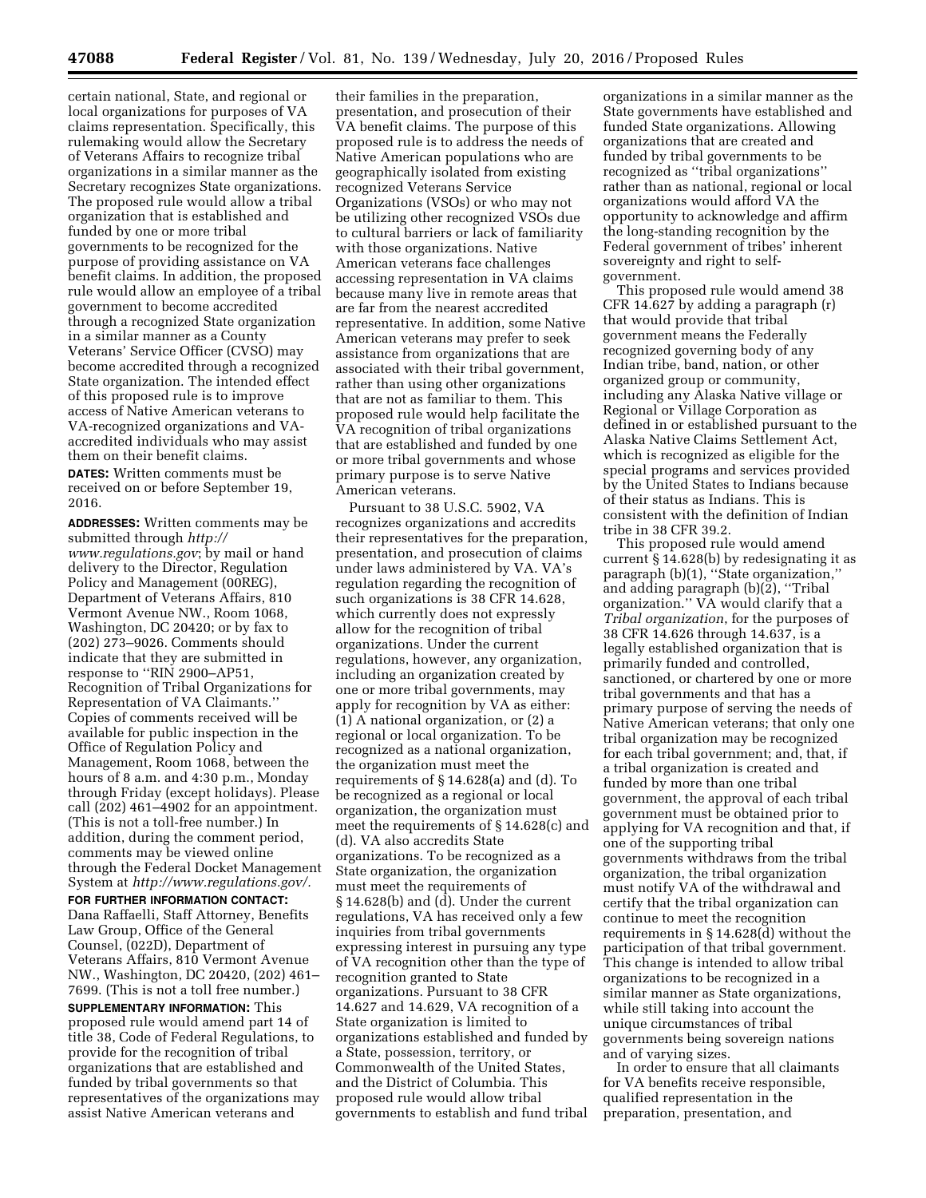certain national, State, and regional or local organizations for purposes of VA claims representation. Specifically, this rulemaking would allow the Secretary of Veterans Affairs to recognize tribal organizations in a similar manner as the Secretary recognizes State organizations. The proposed rule would allow a tribal organization that is established and funded by one or more tribal governments to be recognized for the purpose of providing assistance on VA benefit claims. In addition, the proposed rule would allow an employee of a tribal government to become accredited through a recognized State organization in a similar manner as a County Veterans' Service Officer (CVSO) may become accredited through a recognized State organization. The intended effect of this proposed rule is to improve access of Native American veterans to VA-recognized organizations and VA-accredited individuals who may assist them on their benefit claims.

**DATES:** Written comments must be received on or before September 19, 2016.

**ADDRESSES:** Written comments may be submitted through *http://www.regulations.gov*; by mail or hand delivery to the Director, Regulation Policy and Management (00REG), Department of Veterans Affairs, 810 Vermont Avenue NW., Room 1068, Washington, DC 20420; or by fax to (202) 273–9026. Comments should indicate that they are submitted in response to "RIN 2900–AP51, Recognition of Tribal Organizations for Representation of VA Claimants." Copies of comments received will be available for public inspection in the Office of Regulation Policy and Management, Room 1068, between the hours of 8 a.m. and 4:30 p.m., Monday through Friday (except holidays). Please call (202) 461–4902 for an appointment. (This is not a toll-free number.) In addition, during the comment period, comments may be viewed online through the Federal Docket Management System at *http://www.regulations.gov/.*

**FOR FURTHER INFORMATION CONTACT:** Dana Raffaelli, Staff Attorney, Benefits Law Group, Office of the General Counsel, (022D), Department of Veterans Affairs, 810 Vermont Avenue NW., Washington, DC 20420, (202) 461–7699. (This is not a toll free number.)

**SUPPLEMENTARY INFORMATION:** This proposed rule would amend part 14 of title 38, Code of Federal Regulations, to provide for the recognition of tribal organizations that are established and funded by tribal governments so that representatives of the organizations may assist Native American veterans and their families in the preparation, presentation, and prosecution of their VA benefit claims. The purpose of this proposed rule is to address the needs of Native American populations who are geographically isolated from existing recognized Veterans Service Organizations (VSOs) or who may not be utilizing other recognized VSOs due to cultural barriers or lack of familiarity with those organizations. Native American veterans face challenges accessing representation in VA claims because many live in remote areas that are far from the nearest accredited representative. In addition, some Native American veterans may prefer to seek assistance from organizations that are associated with their tribal government, rather than using other organizations that are not as familiar to them. This proposed rule would help facilitate the VA recognition of tribal organizations that are established and funded by one or more tribal governments and whose primary purpose is to serve Native American veterans.

Pursuant to 38 U.S.C. 5902, VA recognizes organizations and accredits their representatives for the preparation, presentation, and prosecution of claims under laws administered by VA. VA's regulation regarding the recognition of such organizations is 38 CFR 14.628, which currently does not expressly allow for the recognition of tribal organizations. Under the current regulations, however, any organization, including an organization created by one or more tribal governments, may apply for recognition by VA as either: (1) A national organization, or (2) a regional or local organization. To be recognized as a national organization, the organization must meet the requirements of § 14.628(a) and (d). To be recognized as a regional or local organization, the organization must meet the requirements of § 14.628(c) and (d). VA also accredits State organizations. To be recognized as a State organization, the organization must meet the requirements of § 14.628(b) and (d). Under the current regulations, VA has received only a few inquiries from tribal governments expressing interest in pursuing any type of VA recognition other than the type of recognition granted to State organizations. Pursuant to 38 CFR 14.627 and 14.629, VA recognition of a State organization is limited to organizations established and funded by a State, possession, territory, or Commonwealth of the United States, and the District of Columbia. This proposed rule would allow tribal governments to establish and fund tribal organizations in a similar manner as the State governments have established and funded State organizations. Allowing organizations that are created and funded by tribal governments to be recognized as "tribal organizations" rather than as national, regional or local organizations would afford VA the opportunity to acknowledge and affirm the long-standing recognition by the Federal government of tribes' inherent sovereignty and right to self-government.

This proposed rule would amend 38 CFR 14.627 by adding a paragraph (r) that would provide that tribal government means the Federally recognized governing body of any Indian tribe, band, nation, or other organized group or community, including any Alaska Native village or Regional or Village Corporation as defined in or established pursuant to the Alaska Native Claims Settlement Act, which is recognized as eligible for the special programs and services provided by the United States to Indians because of their status as Indians. This is consistent with the definition of Indian tribe in 38 CFR 39.2.

This proposed rule would amend current § 14.628(b) by redesignating it as paragraph (b)(1), "State organization," and adding paragraph (b)(2), "Tribal organization." VA would clarify that a *Tribal organization*, for the purposes of 38 CFR 14.626 through 14.637, is a legally established organization that is primarily funded and controlled, sanctioned, or chartered by one or more tribal governments and that has a primary purpose of serving the needs of Native American veterans; that only one tribal organization may be recognized for each tribal government; and, that, if a tribal organization is created and funded by more than one tribal government, the approval of each tribal government must be obtained prior to applying for VA recognition and that, if one of the supporting tribal governments withdraws from the tribal organization, the tribal organization must notify VA of the withdrawal and certify that the tribal organization can continue to meet the recognition requirements in § 14.628(d) without the participation of that tribal government. This change is intended to allow tribal organizations to be recognized in a similar manner as State organizations, while still taking into account the unique circumstances of tribal governments being sovereign nations and of varying sizes.

In order to ensure that all claimants for VA benefits receive responsible, qualified representation in the preparation, presentation, and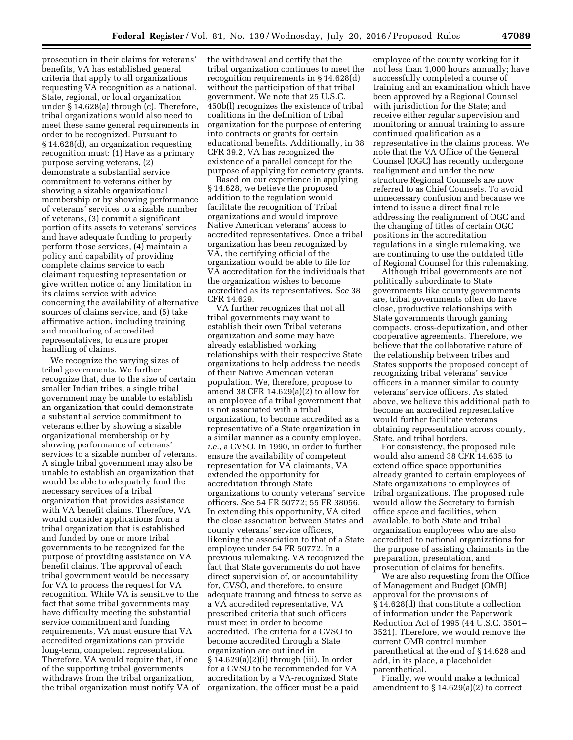prosecution in their claims for veterans' benefits, VA has established general criteria that apply to all organizations requesting VA recognition as a national, State, regional, or local organization under § 14.628(a) through (c). Therefore, tribal organizations would also need to meet these same general requirements in order to be recognized. Pursuant to § 14.628(d), an organization requesting recognition must: (1) Have as a primary purpose serving veterans, (2) demonstrate a substantial service commitment to veterans either by showing a sizable organizational membership or by showing performance of veterans' services to a sizable number of veterans, (3) commit a significant portion of its assets to veterans' services and have adequate funding to properly perform those services, (4) maintain a policy and capability of providing complete claims service to each claimant requesting representation or give written notice of any limitation in its claims service with advice concerning the availability of alternative sources of claims service, and (5) take affirmative action, including training and monitoring of accredited representatives, to ensure proper handling of claims.

We recognize the varying sizes of tribal governments. We further recognize that, due to the size of certain smaller Indian tribes, a single tribal government may be unable to establish an organization that could demonstrate a substantial service commitment to veterans either by showing a sizable organizational membership or by showing performance of veterans' services to a sizable number of veterans. A single tribal government may also be unable to establish an organization that would be able to adequately fund the necessary services of a tribal organization that provides assistance with VA benefit claims. Therefore, VA would consider applications from a tribal organization that is established and funded by one or more tribal governments to be recognized for the purpose of providing assistance on VA benefit claims. The approval of each tribal government would be necessary for VA to process the request for VA recognition. While VA is sensitive to the fact that some tribal governments may have difficulty meeting the substantial service commitment and funding requirements, VA must ensure that VA accredited organizations can provide long-term, competent representation. Therefore, VA would require that, if one of the supporting tribal governments withdraws from the tribal organization, the tribal organization must notify VA of the withdrawal and certify that the tribal organization continues to meet the recognition requirements in § 14.628(d) without the participation of that tribal government. We note that 25 U.S.C. 450b(l) recognizes the existence of tribal coalitions in the definition of tribal organization for the purpose of entering into contracts or grants for certain educational benefits. Additionally, in 38 CFR 39.2, VA has recognized the existence of a parallel concept for the purpose of applying for cemetery grants.

Based on our experience in applying § 14.628, we believe the proposed addition to the regulation would facilitate the recognition of Tribal organizations and would improve Native American veterans' access to accredited representatives. Once a tribal organization has been recognized by VA, the certifying official of the organization would be able to file for VA accreditation for the individuals that the organization wishes to become accredited as its representatives. *See* 38 CFR 14.629.

VA further recognizes that not all tribal governments may want to establish their own Tribal veterans organization and some may have already established working relationships with their respective State organizations to help address the needs of their Native American veteran population. We, therefore, propose to amend 38 CFR 14.629(a)(2) to allow for an employee of a tribal government that is not associated with a tribal organization, to become accredited as a representative of a State organization in a similar manner as a county employee, *i.e.*, a CVSO. In 1990, in order to further ensure the availability of competent representation for VA claimants, VA extended the opportunity for accreditation through State organizations to county veterans' service officers. See 54 FR 50772; 55 FR 38056. In extending this opportunity, VA cited the close association between States and county veterans' service officers, likening the association to that of a State employee under 54 FR 50772. In a previous rulemaking, VA recognized the fact that State governments do not have direct supervision of, or accountability for, CVSO, and therefore, to ensure adequate training and fitness to serve as a VA accredited representative, VA prescribed criteria that such officers must meet in order to become accredited. The criteria for a CVSO to become accredited through a State organization are outlined in § 14.629(a)(2)(i) through (iii). In order for a CVSO to be recommended for VA accreditation by a VA-recognized State organization, the officer must be a paid employee of the county working for it not less than 1,000 hours annually; have successfully completed a course of training and an examination which have been approved by a Regional Counsel with jurisdiction for the State; and receive either regular supervision and monitoring or annual training to assure continued qualification as a representative in the claims process. We note that the VA Office of the General Counsel (OGC) has recently undergone realignment and under the new structure Regional Counsels are now referred to as Chief Counsels. To avoid unnecessary confusion and because we intend to issue a direct final rule addressing the realignment of OGC and the changing of titles of certain OGC positions in the accreditation regulations in a single rulemaking, we are continuing to use the outdated title of Regional Counsel for this rulemaking.

Although tribal governments are not politically subordinate to State governments like county governments are, tribal governments often do have close, productive relationships with State governments through gaming compacts, cross-deputization, and other cooperative agreements. Therefore, we believe that the collaborative nature of the relationship between tribes and States supports the proposed concept of recognizing tribal veterans' service officers in a manner similar to county veterans' service officers. As stated above, we believe this additional path to become an accredited representative would further facilitate veterans obtaining representation across county, State, and tribal borders.

For consistency, the proposed rule would also amend 38 CFR 14.635 to extend office space opportunities already granted to certain employees of State organizations to employees of tribal organizations. The proposed rule would allow the Secretary to furnish office space and facilities, when available, to both State and tribal organization employees who are also accredited to national organizations for the purpose of assisting claimants in the preparation, presentation, and prosecution of claims for benefits.

We are also requesting from the Office of Management and Budget (OMB) approval for the provisions of § 14.628(d) that constitute a collection of information under the Paperwork Reduction Act of 1995 (44 U.S.C. 3501–3521). Therefore, we would remove the current OMB control number parenthetical at the end of § 14.628 and add, in its place, a placeholder parenthetical.

Finally, we would make a technical amendment to § 14.629(a)(2) to correct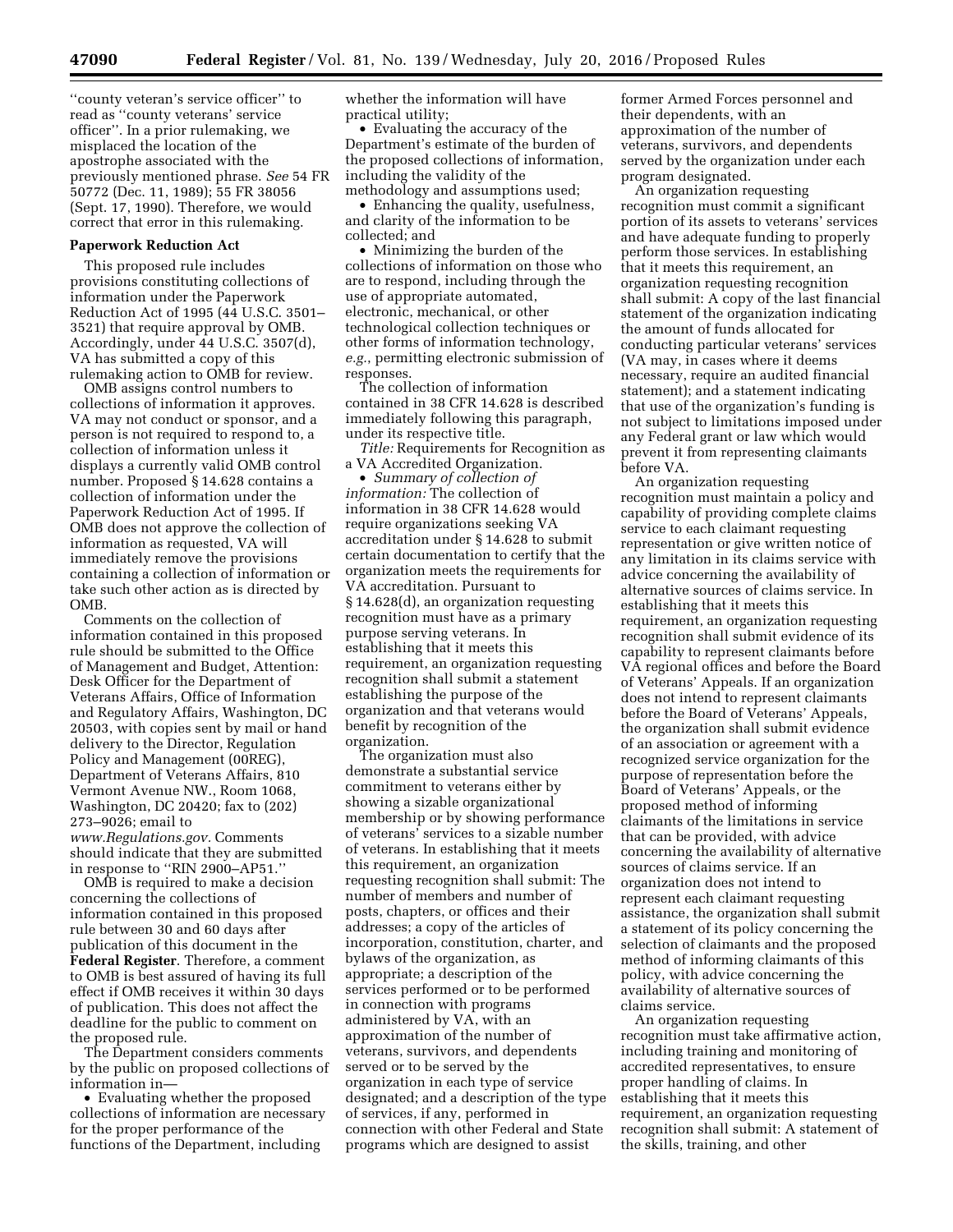''county veteran's service officer'' to read as ''county veterans' service officer''. In a prior rulemaking, we misplaced the location of the apostrophe associated with the previously mentioned phrase. *See* 54 FR 50772 (Dec. 11, 1989); 55 FR 38056 (Sept. 17, 1990). Therefore, we would correct that error in this rulemaking.

**Paperwork Reduction Act**

This proposed rule includes provisions constituting collections of information under the Paperwork Reduction Act of 1995 (44 U.S.C. 3501–3521) that require approval by OMB. Accordingly, under 44 U.S.C. 3507(d), VA has submitted a copy of this rulemaking action to OMB for review.

OMB assigns control numbers to collections of information it approves. VA may not conduct or sponsor, and a person is not required to respond to, a collection of information unless it displays a currently valid OMB control number. Proposed § 14.628 contains a collection of information under the Paperwork Reduction Act of 1995. If OMB does not approve the collection of information as requested, VA will immediately remove the provisions containing a collection of information or take such other action as is directed by OMB.

Comments on the collection of information contained in this proposed rule should be submitted to the Office of Management and Budget, Attention: Desk Officer for the Department of Veterans Affairs, Office of Information and Regulatory Affairs, Washington, DC 20503, with copies sent by mail or hand delivery to the Director, Regulation Policy and Management (00REG), Department of Veterans Affairs, 810 Vermont Avenue NW., Room 1068, Washington, DC 20420; fax to (202) 273–9026; email to *www.Regulations.gov.* Comments should indicate that they are submitted in response to ''RIN 2900–AP51.''

OMB is required to make a decision concerning the collections of information contained in this proposed rule between 30 and 60 days after publication of this document in the **Federal Register**. Therefore, a comment to OMB is best assured of having its full effect if OMB receives it within 30 days of publication. This does not affect the deadline for the public to comment on the proposed rule.

The Department considers comments by the public on proposed collections of information in—

- Evaluating whether the proposed collections of information are necessary for the proper performance of the functions of the Department, including whether the information will have practical utility;
- Evaluating the accuracy of the Department's estimate of the burden of the proposed collections of information, including the validity of the methodology and assumptions used;
- Enhancing the quality, usefulness, and clarity of the information to be collected; and
- Minimizing the burden of the collections of information on those who are to respond, including through the use of appropriate automated, electronic, mechanical, or other technological collection techniques or other forms of information technology, *e.g.*, permitting electronic submission of responses.

The collection of information contained in 38 CFR 14.628 is described immediately following this paragraph, under its respective title.

*Title:* Requirements for Recognition as a VA Accredited Organization.

- *Summary of collection of information:* The collection of information in 38 CFR 14.628 would require organizations seeking VA accreditation under § 14.628 to submit certain documentation to certify that the organization meets the requirements for VA accreditation. Pursuant to § 14.628(d), an organization requesting recognition must have as a primary purpose serving veterans. In establishing that it meets this requirement, an organization requesting recognition shall submit a statement establishing the purpose of the organization and that veterans would benefit by recognition of the organization.

The organization must also demonstrate a substantial service commitment to veterans either by showing a sizable organizational membership or by showing performance of veterans' services to a sizable number of veterans. In establishing that it meets this requirement, an organization requesting recognition shall submit: The number of members and number of posts, chapters, or offices and their addresses; a copy of the articles of incorporation, constitution, charter, and bylaws of the organization, as appropriate; a description of the services performed or to be performed in connection with programs administered by VA, with an approximation of the number of veterans, survivors, and dependents served or to be served by the organization in each type of service designated; and a description of the type of services, if any, performed in connection with other Federal and State programs which are designed to assist former Armed Forces personnel and their dependents, with an approximation of the number of veterans, survivors, and dependents served by the organization under each program designated.

An organization requesting recognition must commit a significant portion of its assets to veterans' services and have adequate funding to properly perform those services. In establishing that it meets this requirement, an organization requesting recognition shall submit: A copy of the last financial statement of the organization indicating the amount of funds allocated for conducting particular veterans' services (VA may, in cases where it deems necessary, require an audited financial statement); and a statement indicating that use of the organization's funding is not subject to limitations imposed under any Federal grant or law which would prevent it from representing claimants before VA.

An organization requesting recognition must maintain a policy and capability of providing complete claims service to each claimant requesting representation or give written notice of any limitation in its claims service with advice concerning the availability of alternative sources of claims service. In establishing that it meets this requirement, an organization requesting recognition shall submit evidence of its capability to represent claimants before VA regional offices and before the Board of Veterans' Appeals. If an organization does not intend to represent claimants before the Board of Veterans' Appeals, the organization shall submit evidence of an association or agreement with a recognized service organization for the purpose of representation before the Board of Veterans' Appeals, or the proposed method of informing claimants of the limitations in service that can be provided, with advice concerning the availability of alternative sources of claims service. If an organization does not intend to represent each claimant requesting assistance, the organization shall submit a statement of its policy concerning the selection of claimants and the proposed method of informing claimants of this policy, with advice concerning the availability of alternative sources of claims service.

An organization requesting recognition must take affirmative action, including training and monitoring of accredited representatives, to ensure proper handling of claims. In establishing that it meets this requirement, an organization requesting recognition shall submit: A statement of the skills, training, and other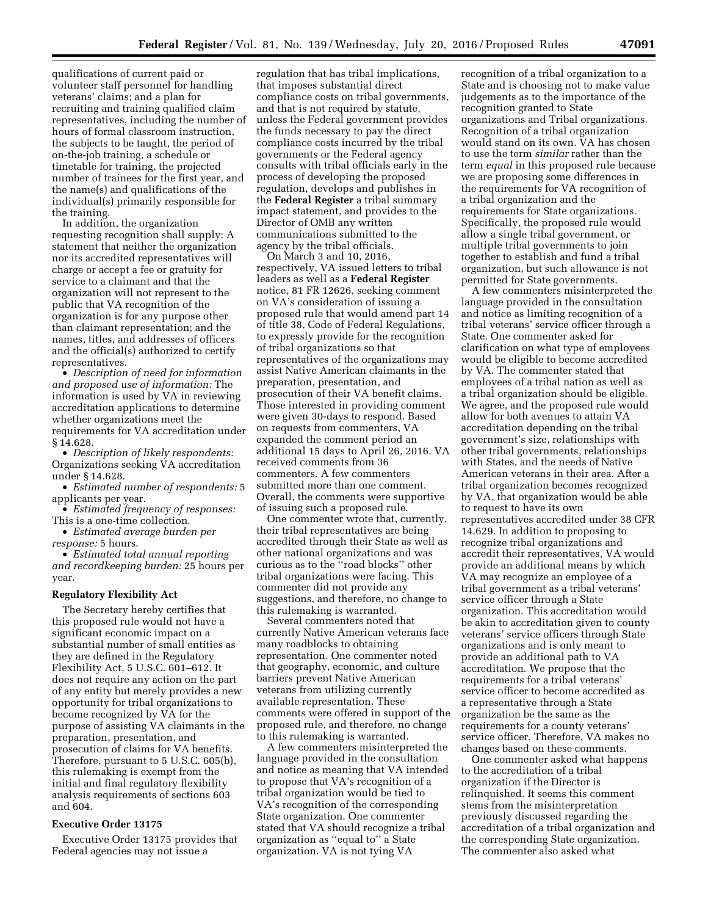qualifications of current paid or volunteer staff personnel for handling veterans' claims; and a plan for recruiting and training qualified claim representatives, including the number of hours of formal classroom instruction, the subjects to be taught, the period of on-the-job training, a schedule or timetable for training, the projected number of trainees for the first year, and the name(s) and qualifications of the individual(s) primarily responsible for the training.

In addition, the organization requesting recognition shall supply: A statement that neither the organization nor its accredited representatives will charge or accept a fee or gratuity for service to a claimant and that the organization will not represent to the public that VA recognition of the organization is for any purpose other than claimant representation; and the names, titles, and addresses of officers and the official(s) authorized to certify representatives.

- *Description of need for information and proposed use of information:* The information is used by VA in reviewing accreditation applications to determine whether organizations meet the requirements for VA accreditation under § 14.628.
- *Description of likely respondents:* Organizations seeking VA accreditation under § 14.628.
- *Estimated number of respondents:* 5 applicants per year.
- *Estimated frequency of responses:* This is a one-time collection.
- *Estimated average burden per response:* 5 hours.
- *Estimated total annual reporting and recordkeeping burden:* 25 hours per year.

**Regulatory Flexibility Act**

The Secretary hereby certifies that this proposed rule would not have a significant economic impact on a substantial number of small entities as they are defined in the Regulatory Flexibility Act, 5 U.S.C. 601–612. It does not require any action on the part of any entity but merely provides a new opportunity for tribal organizations to become recognized by VA for the purpose of assisting VA claimants in the preparation, presentation, and prosecution of claims for VA benefits. Therefore, pursuant to 5 U.S.C. 605(b), this rulemaking is exempt from the initial and final regulatory flexibility analysis requirements of sections 603 and 604.

**Executive Order 13175**

Executive Order 13175 provides that Federal agencies may not issue a regulation that has tribal implications, that imposes substantial direct compliance costs on tribal governments, and that is not required by statute, unless the Federal government provides the funds necessary to pay the direct compliance costs incurred by the tribal governments or the Federal agency consults with tribal officials early in the process of developing the proposed regulation, develops and publishes in the **Federal Register** a tribal summary impact statement, and provides to the Director of OMB any written communications submitted to the agency by the tribal officials.

On March 3 and 10, 2016, respectively, VA issued letters to tribal leaders as well as a **Federal Register** notice, 81 FR 12626, seeking comment on VA's consideration of issuing a proposed rule that would amend part 14 of title 38, Code of Federal Regulations, to expressly provide for the recognition of tribal organizations so that representatives of the organizations may assist Native American claimants in the preparation, presentation, and prosecution of their VA benefit claims. Those interested in providing comment were given 30-days to respond. Based on requests from commenters, VA expanded the comment period an additional 15 days to April 26, 2016. VA received comments from 36 commenters. A few commenters submitted more than one comment. Overall, the comments were supportive of issuing such a proposed rule.

One commenter wrote that, currently, their tribal representatives are being accredited through their State as well as other national organizations and was curious as to the "road blocks" other tribal organizations were facing. This commenter did not provide any suggestions, and therefore, no change to this rulemaking is warranted.

Several commenters noted that currently Native American veterans face many roadblocks to obtaining representation. One commenter noted that geography, economic, and culture barriers prevent Native American veterans from utilizing currently available representation. These comments were offered in support of the proposed rule, and therefore, no change to this rulemaking is warranted.

A few commenters misinterpreted the language provided in the consultation and notice as meaning that VA intended to propose that VA's recognition of a tribal organization would be tied to VA's recognition of the corresponding State organization. One commenter stated that VA should recognize a tribal organization as "equal to" a State organization. VA is not tying VA recognition of a tribal organization to a State and is choosing not to make value judgements as to the importance of the recognition granted to State organizations and Tribal organizations. Recognition of a tribal organization would stand on its own. VA has chosen to use the term *similar* rather than the term *equal* in this proposed rule because we are proposing some differences in the requirements for VA recognition of a tribal organization and the requirements for State organizations. Specifically, the proposed rule would allow a single tribal government, or multiple tribal governments to join together to establish and fund a tribal organization, but such allowance is not permitted for State governments.

A few commenters misinterpreted the language provided in the consultation and notice as limiting recognition of a tribal veterans' service officer through a State. One commenter asked for clarification on what type of employees would be eligible to become accredited by VA. The commenter stated that employees of a tribal nation as well as a tribal organization should be eligible. We agree, and the proposed rule would allow for both avenues to attain VA accreditation depending on the tribal government's size, relationships with other tribal governments, relationships with States, and the needs of Native American veterans in their area. After a tribal organization becomes recognized by VA, that organization would be able to request to have its own representatives accredited under 38 CFR 14.629. In addition to proposing to recognize tribal organizations and accredit their representatives, VA would provide an additional means by which VA may recognize an employee of a tribal government as a tribal veterans' service officer through a State organization. This accreditation would be akin to accreditation given to county veterans' service officers through State organizations and is only meant to provide an additional path to VA accreditation. We propose that the requirements for a tribal veterans' service officer to become accredited as a representative through a State organization be the same as the requirements for a county veterans' service officer. Therefore, VA makes no changes based on these comments.

One commenter asked what happens to the accreditation of a tribal organization if the Director is relinquished. It seems this comment stems from the misinterpretation previously discussed regarding the accreditation of a tribal organization and the corresponding State organization. The commenter also asked what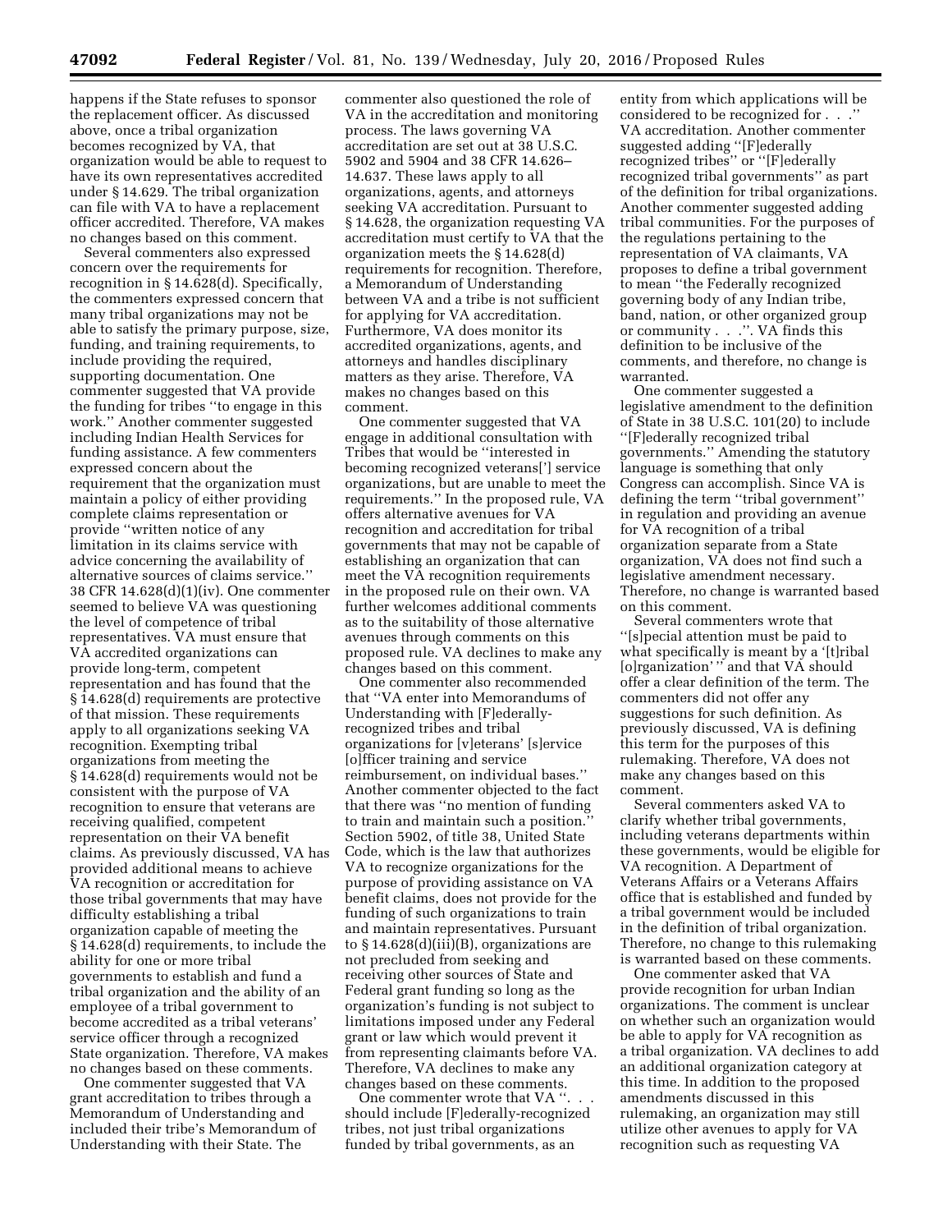happens if the State refuses to sponsor the replacement officer. As discussed above, once a tribal organization becomes recognized by VA, that organization would be able to request to have its own representatives accredited under § 14.629. The tribal organization can file with VA to have a replacement officer accredited. Therefore, VA makes no changes based on this comment.

Several commenters also expressed concern over the requirements for recognition in § 14.628(d). Specifically, the commenters expressed concern that many tribal organizations may not be able to satisfy the primary purpose, size, funding, and training requirements, to include providing the required, supporting documentation. One commenter suggested that VA provide the funding for tribes ''to engage in this work.'' Another commenter suggested including Indian Health Services for funding assistance. A few commenters expressed concern about the requirement that the organization must maintain a policy of either providing complete claims representation or provide ''written notice of any limitation in its claims service with advice concerning the availability of alternative sources of claims service.'' 38 CFR 14.628(d)(1)(iv). One commenter seemed to believe VA was questioning the level of competence of tribal representatives. VA must ensure that VA accredited organizations can provide long-term, competent representation and has found that the § 14.628(d) requirements are protective of that mission. These requirements apply to all organizations seeking VA recognition. Exempting tribal organizations from meeting the § 14.628(d) requirements would not be consistent with the purpose of VA recognition to ensure that veterans are receiving qualified, competent representation on their VA benefit claims. As previously discussed, VA has provided additional means to achieve VA recognition or accreditation for those tribal governments that may have difficulty establishing a tribal organization capable of meeting the § 14.628(d) requirements, to include the ability for one or more tribal governments to establish and fund a tribal organization and the ability of an employee of a tribal government to become accredited as a tribal veterans' service officer through a recognized State organization. Therefore, VA makes no changes based on these comments.

One commenter suggested that VA grant accreditation to tribes through a Memorandum of Understanding and included their tribe's Memorandum of Understanding with their State. The commenter also questioned the role of VA in the accreditation and monitoring process. The laws governing VA accreditation are set out at 38 U.S.C. 5902 and 5904 and 38 CFR 14.626–14.637. These laws apply to all organizations, agents, and attorneys seeking VA accreditation. Pursuant to § 14.628, the organization requesting VA accreditation must certify to VA that the organization meets the § 14.628(d) requirements for recognition. Therefore, a Memorandum of Understanding between VA and a tribe is not sufficient for applying for VA accreditation. Furthermore, VA does monitor its accredited organizations, agents, and attorneys and handles disciplinary matters as they arise. Therefore, VA makes no changes based on this comment.

One commenter suggested that VA engage in additional consultation with Tribes that would be ''interested in becoming recognized veterans['] service organizations, but are unable to meet the requirements.'' In the proposed rule, VA offers alternative avenues for VA recognition and accreditation for tribal governments that may not be capable of establishing an organization that can meet the VA recognition requirements in the proposed rule on their own. VA further welcomes additional comments as to the suitability of those alternative avenues through comments on this proposed rule. VA declines to make any changes based on this comment.

One commenter also recommended that ''VA enter into Memorandums of Understanding with [F]ederally-recognized tribes and tribal organizations for [v]eterans' [s]ervice [o]fficer training and service reimbursement, on individual bases.'' Another commenter objected to the fact that there was ''no mention of funding to train and maintain such a position.'' Section 5902, of title 38, United State Code, which is the law that authorizes VA to recognize organizations for the purpose of providing assistance on VA benefit claims, does not provide for the funding of such organizations to train and maintain representatives. Pursuant to § 14.628(d)(iii)(B), organizations are not precluded from seeking and receiving other sources of State and Federal grant funding so long as the organization's funding is not subject to limitations imposed under any Federal grant or law which would prevent it from representing claimants before VA. Therefore, VA declines to make any changes based on these comments.

One commenter wrote that VA ''. . . should include [F]ederally-recognized tribes, not just tribal organizations funded by tribal governments, as an entity from which applications will be considered to be recognized for . . .'' VA accreditation. Another commenter suggested adding ''[F]ederally recognized tribes'' or ''[F]ederally recognized tribal governments'' as part of the definition for tribal organizations. Another commenter suggested adding tribal communities. For the purposes of the regulations pertaining to the representation of VA claimants, VA proposes to define a tribal government to mean ''the Federally recognized governing body of any Indian tribe, band, nation, or other organized group or community . . .''. VA finds this definition to be inclusive of the comments, and therefore, no change is warranted.

One commenter suggested a legislative amendment to the definition of State in 38 U.S.C. 101(20) to include ''[F]ederally recognized tribal governments.'' Amending the statutory language is something that only Congress can accomplish. Since VA is defining the term ''tribal government'' in regulation and providing an avenue for VA recognition of a tribal organization separate from a State organization, VA does not find such a legislative amendment necessary. Therefore, no change is warranted based on this comment.

Several commenters wrote that ''[s]pecial attention must be paid to what specifically is meant by a '[t]ribal [o]rganization' '' and that VA should offer a clear definition of the term. The commenters did not offer any suggestions for such definition. As previously discussed, VA is defining this term for the purposes of this rulemaking. Therefore, VA does not make any changes based on this comment.

Several commenters asked VA to clarify whether tribal governments, including veterans departments within these governments, would be eligible for VA recognition. A Department of Veterans Affairs or a Veterans Affairs office that is established and funded by a tribal government would be included in the definition of tribal organization. Therefore, no change to this rulemaking is warranted based on these comments.

One commenter asked that VA provide recognition for urban Indian organizations. The comment is unclear on whether such an organization would be able to apply for VA recognition as a tribal organization. VA declines to add an additional organization category at this time. In addition to the proposed amendments discussed in this rulemaking, an organization may still utilize other avenues to apply for VA recognition such as requesting VA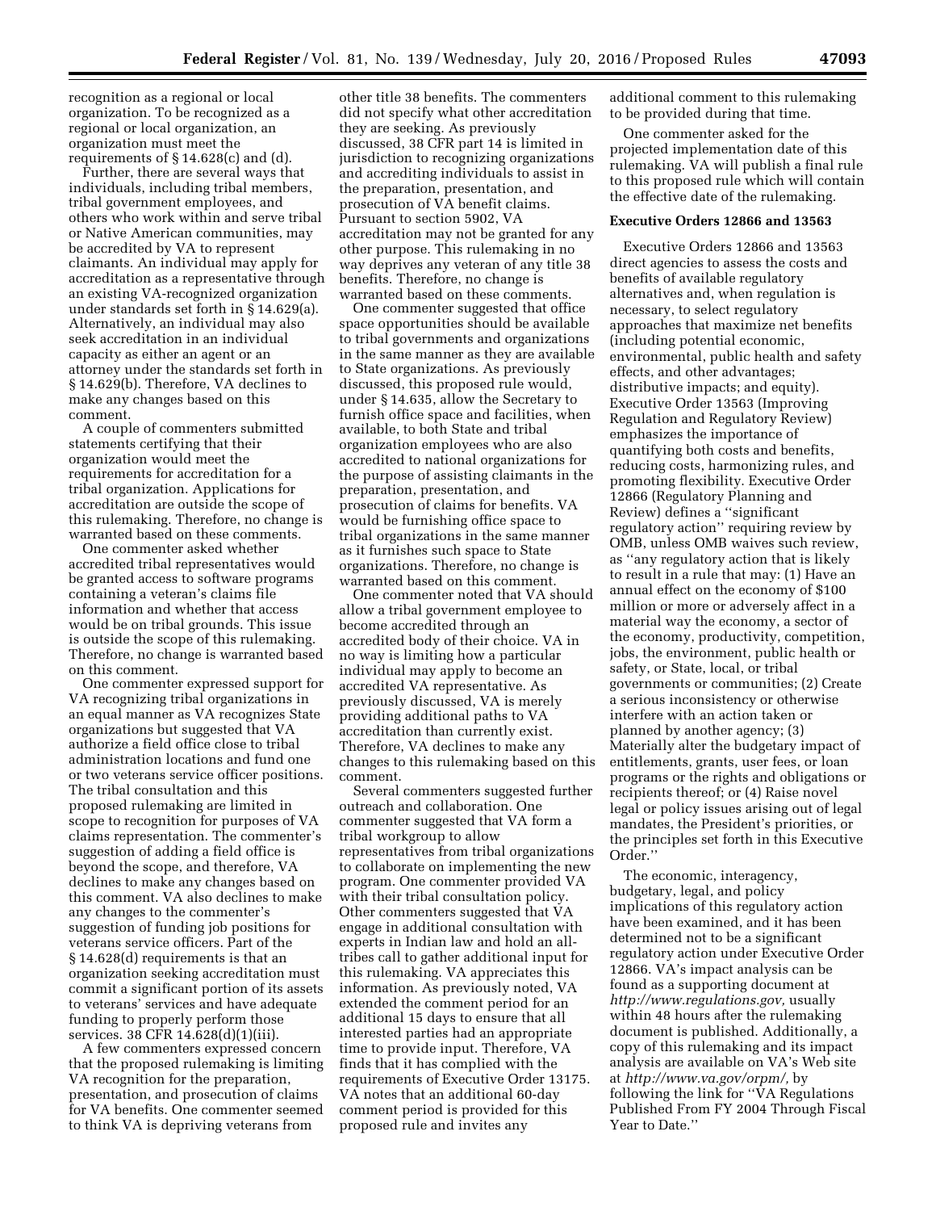recognition as a regional or local organization. To be recognized as a regional or local organization, an organization must meet the requirements of § 14.628(c) and (d).

Further, there are several ways that individuals, including tribal members, tribal government employees, and others who work within and serve tribal or Native American communities, may be accredited by VA to represent claimants. An individual may apply for accreditation as a representative through an existing VA-recognized organization under standards set forth in § 14.629(a). Alternatively, an individual may also seek accreditation in an individual capacity as either an agent or an attorney under the standards set forth in § 14.629(b). Therefore, VA declines to make any changes based on this comment.

A couple of commenters submitted statements certifying that their organization would meet the requirements for accreditation for a tribal organization. Applications for accreditation are outside the scope of this rulemaking. Therefore, no change is warranted based on these comments.

One commenter asked whether accredited tribal representatives would be granted access to software programs containing a veteran's claims file information and whether that access would be on tribal grounds. This issue is outside the scope of this rulemaking. Therefore, no change is warranted based on this comment.

One commenter expressed support for VA recognizing tribal organizations in an equal manner as VA recognizes State organizations but suggested that VA authorize a field office close to tribal administration locations and fund one or two veterans service officer positions. The tribal consultation and this proposed rulemaking are limited in scope to recognition for purposes of VA claims representation. The commenter's suggestion of adding a field office is beyond the scope, and therefore, VA declines to make any changes based on this comment. VA also declines to make any changes to the commenter's suggestion of funding job positions for veterans service officers. Part of the § 14.628(d) requirements is that an organization seeking accreditation must commit a significant portion of its assets to veterans' services and have adequate funding to properly perform those services. 38 CFR 14.628(d)(1)(iii).

A few commenters expressed concern that the proposed rulemaking is limiting VA recognition for the preparation, presentation, and prosecution of claims for VA benefits. One commenter seemed to think VA is depriving veterans from other title 38 benefits. The commenters did not specify what other accreditation they are seeking. As previously discussed, 38 CFR part 14 is limited in jurisdiction to recognizing organizations and accrediting individuals to assist in the preparation, presentation, and prosecution of VA benefit claims. Pursuant to section 5902, VA accreditation may not be granted for any other purpose. This rulemaking in no way deprives any veteran of any title 38 benefits. Therefore, no change is warranted based on these comments.

One commenter suggested that office space opportunities should be available to tribal governments and organizations in the same manner as they are available to State organizations. As previously discussed, this proposed rule would, under § 14.635, allow the Secretary to furnish office space and facilities, when available, to both State and tribal organization employees who are also accredited to national organizations for the purpose of assisting claimants in the preparation, presentation, and prosecution of claims for benefits. VA would be furnishing office space to tribal organizations in the same manner as it furnishes such space to State organizations. Therefore, no change is warranted based on this comment.

One commenter noted that VA should allow a tribal government employee to become accredited through an accredited body of their choice. VA in no way is limiting how a particular individual may apply to become an accredited VA representative. As previously discussed, VA is merely providing additional paths to VA accreditation than currently exist. Therefore, VA declines to make any changes to this rulemaking based on this comment.

Several commenters suggested further outreach and collaboration. One commenter suggested that VA form a tribal workgroup to allow representatives from tribal organizations to collaborate on implementing the new program. One commenter provided VA with their tribal consultation policy. Other commenters suggested that VA engage in additional consultation with experts in Indian law and hold an all-tribes call to gather additional input for this rulemaking. VA appreciates this information. As previously noted, VA extended the comment period for an additional 15 days to ensure that all interested parties had an appropriate time to provide input. Therefore, VA finds that it has complied with the requirements of Executive Order 13175. VA notes that an additional 60-day comment period is provided for this proposed rule and invites any additional comment to this rulemaking to be provided during that time.

One commenter asked for the projected implementation date of this rulemaking. VA will publish a final rule to this proposed rule which will contain the effective date of the rulemaking.

## Executive Orders 12866 and 13563

Executive Orders 12866 and 13563 direct agencies to assess the costs and benefits of available regulatory alternatives and, when regulation is necessary, to select regulatory approaches that maximize net benefits (including potential economic, environmental, public health and safety effects, and other advantages; distributive impacts; and equity). Executive Order 13563 (Improving Regulation and Regulatory Review) emphasizes the importance of quantifying both costs and benefits, reducing costs, harmonizing rules, and promoting flexibility. Executive Order 12866 (Regulatory Planning and Review) defines a "significant regulatory action" requiring review by OMB, unless OMB waives such review, as "any regulatory action that is likely to result in a rule that may: (1) Have an annual effect on the economy of $100 million or more or adversely affect in a material way the economy, a sector of the economy, productivity, competition, jobs, the environment, public health or safety, or State, local, or tribal governments or communities; (2) Create a serious inconsistency or otherwise interfere with an action taken or planned by another agency; (3) Materially alter the budgetary impact of entitlements, grants, user fees, or loan programs or the rights and obligations or recipients thereof; or (4) Raise novel legal or policy issues arising out of legal mandates, the President's priorities, or the principles set forth in this Executive Order."

The economic, interagency, budgetary, legal, and policy implications of this regulatory action have been examined, and it has been determined not to be a significant regulatory action under Executive Order 12866. VA's impact analysis can be found as a supporting document at *http://www.regulations.gov,* usually within 48 hours after the rulemaking document is published. Additionally, a copy of this rulemaking and its impact analysis are available on VA's Web site at *http://www.va.gov/orpm/,* by following the link for "VA Regulations Published From FY 2004 Through Fiscal Year to Date."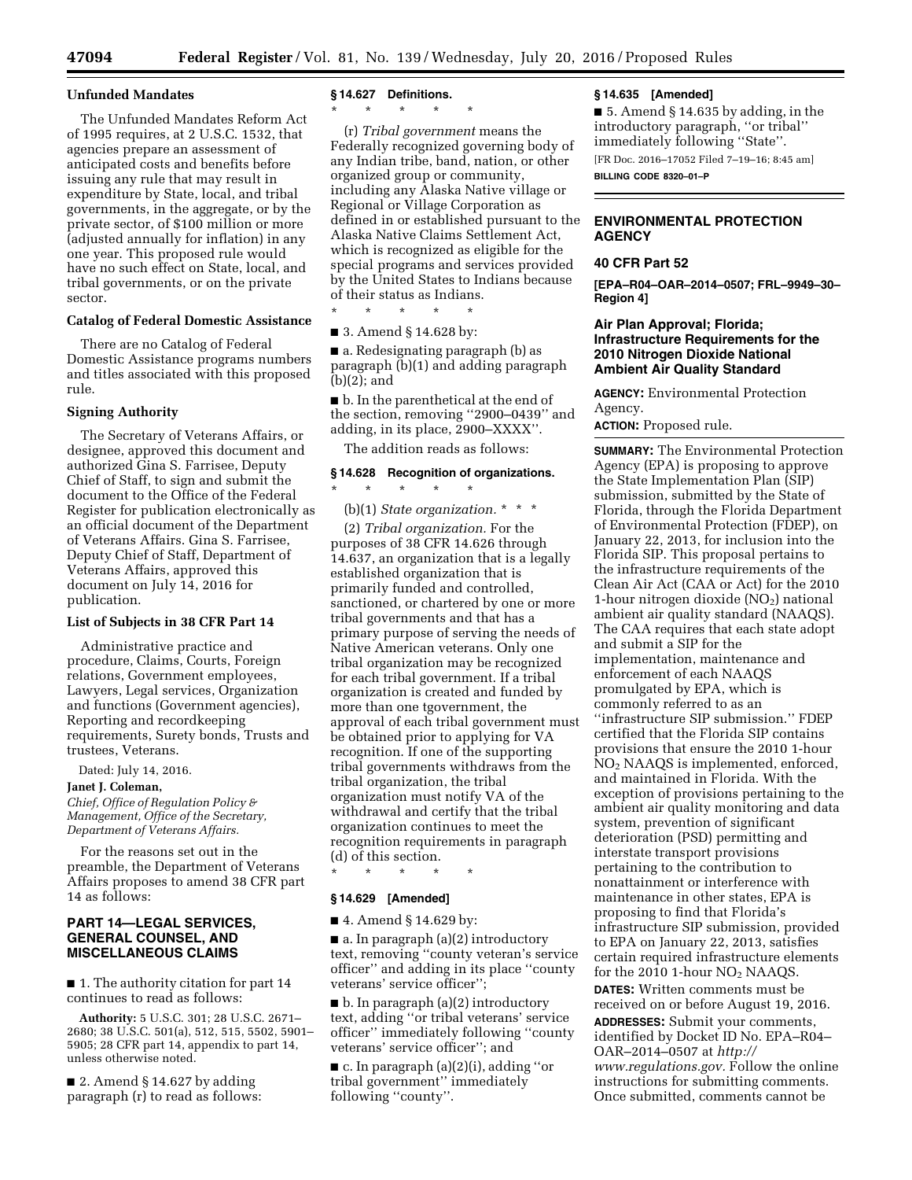## Unfunded Mandates

The Unfunded Mandates Reform Act of 1995 requires, at 2 U.S.C. 1532, that agencies prepare an assessment of anticipated costs and benefits before issuing any rule that may result in expenditure by State, local, and tribal governments, in the aggregate, or by the private sector, of $100 million or more (adjusted annually for inflation) in any one year. This proposed rule would have no such effect on State, local, and tribal governments, or on the private sector.

## Catalog of Federal Domestic Assistance

There are no Catalog of Federal Domestic Assistance programs numbers and titles associated with this proposed rule.

## Signing Authority

The Secretary of Veterans Affairs, or designee, approved this document and authorized Gina S. Farrisee, Deputy Chief of Staff, to sign and submit the document to the Office of the Federal Register for publication electronically as an official document of the Department of Veterans Affairs. Gina S. Farrisee, Deputy Chief of Staff, Department of Veterans Affairs, approved this document on July 14, 2016 for publication.

## List of Subjects in 38 CFR Part 14

Administrative practice and procedure, Claims, Courts, Foreign relations, Government employees, Lawyers, Legal services, Organization and functions (Government agencies), Reporting and recordkeeping requirements, Surety bonds, Trusts and trustees, Veterans.

Dated: July 14, 2016.

**Janet J. Coleman,**

*Chief, Office of Regulation Policy & Management, Office of the Secretary, Department of Veterans Affairs.*

For the reasons set out in the preamble, the Department of Veterans Affairs proposes to amend 38 CFR part 14 as follows:

## PART 14—LEGAL SERVICES, GENERAL COUNSEL, AND MISCELLANEOUS CLAIMS

■ 1. The authority citation for part 14 continues to read as follows:

**Authority:** 5 U.S.C. 301; 28 U.S.C. 2671–2680; 38 U.S.C. 501(a), 512, 515, 5502, 5901–5905; 28 CFR part 14, appendix to part 14, unless otherwise noted.

■ 2. Amend § 14.627 by adding paragraph (r) to read as follows:

### § 14.627 Definitions.

\* \* \* \* \*

(r) *Tribal government* means the Federally recognized governing body of any Indian tribe, band, nation, or other organized group or community, including any Alaska Native village or Regional or Village Corporation as defined in or established pursuant to the Alaska Native Claims Settlement Act, which is recognized as eligible for the special programs and services provided by the United States to Indians because of their status as Indians.

\* \* \* \* \*

■ 3. Amend § 14.628 by:

■ a. Redesignating paragraph (b) as paragraph (b)(1) and adding paragraph (b)(2); and

■ b. In the parenthetical at the end of the section, removing ''2900–0439'' and adding, in its place, 2900–XXXX''.

The addition reads as follows:

### § 14.628 Recognition of organizations.

\* \* \* \* \*

(b)(1) *State organization.* \* \* \*

(2) *Tribal organization.* For the purposes of 38 CFR 14.626 through 14.637, an organization that is a legally established organization that is primarily funded and controlled, sanctioned, or chartered by one or more tribal governments and that has a primary purpose of serving the needs of Native American veterans. Only one tribal organization may be recognized for each tribal government. If a tribal organization is created and funded by more than one tgovernment, the approval of each tribal government must be obtained prior to applying for VA recognition. If one of the supporting tribal governments withdraws from the tribal organization, the tribal organization must notify VA of the withdrawal and certify that the tribal organization continues to meet the recognition requirements in paragraph (d) of this section.

\* \* \* \* \*

### § 14.629 [Amended]

■ 4. Amend § 14.629 by:

■ a. In paragraph (a)(2) introductory text, removing ''county veteran's service officer'' and adding in its place ''county veterans' service officer'';

■ b. In paragraph (a)(2) introductory text, adding ''or tribal veterans' service officer'' immediately following ''county veterans' service officer''; and

■ c. In paragraph (a)(2)(i), adding ''or tribal government'' immediately following ''county''.

### § 14.635 [Amended]

■ 5. Amend § 14.635 by adding, in the introductory paragraph, ''or tribal'' immediately following ''State''.

[FR Doc. 2016–17052 Filed 7–19–16; 8:45 am]

**BILLING CODE 8320–01–P**

## ENVIRONMENTAL PROTECTION AGENCY

## 40 CFR Part 52

**[EPA–R04–OAR–2014–0507; FRL–9949–30–Region 4]**

## Air Plan Approval; Florida; Infrastructure Requirements for the 2010 Nitrogen Dioxide National Ambient Air Quality Standard

**AGENCY:** Environmental Protection Agency.

**ACTION:** Proposed rule.

**SUMMARY:** The Environmental Protection Agency (EPA) is proposing to approve the State Implementation Plan (SIP) submission, submitted by the State of Florida, through the Florida Department of Environmental Protection (FDEP), on January 22, 2013, for inclusion into the Florida SIP. This proposal pertains to the infrastructure requirements of the Clean Air Act (CAA or Act) for the 2010 1-hour nitrogen dioxide ($NO_2$) national ambient air quality standard (NAAQS). The CAA requires that each state adopt and submit a SIP for the implementation, maintenance and enforcement of each NAAQS promulgated by EPA, which is commonly referred to as an ''infrastructure SIP submission.'' FDEP certified that the Florida SIP contains provisions that ensure the 2010 1-hour $NO_2$ NAAQS is implemented, enforced, and maintained in Florida. With the exception of provisions pertaining to the ambient air quality monitoring and data system, prevention of significant deterioration (PSD) permitting and interstate transport provisions pertaining to the contribution to nonattainment or interference with maintenance in other states, EPA is proposing to find that Florida's infrastructure SIP submission, provided to EPA on January 22, 2013, satisfies certain required infrastructure elements for the 2010 1-hour $NO_2$ NAAQS.

**DATES:** Written comments must be received on or before August 19, 2016.

**ADDRESSES:** Submit your comments, identified by Docket ID No. EPA–R04–OAR–2014–0507 at *http://www.regulations.gov.* Follow the online instructions for submitting comments. Once submitted, comments cannot be